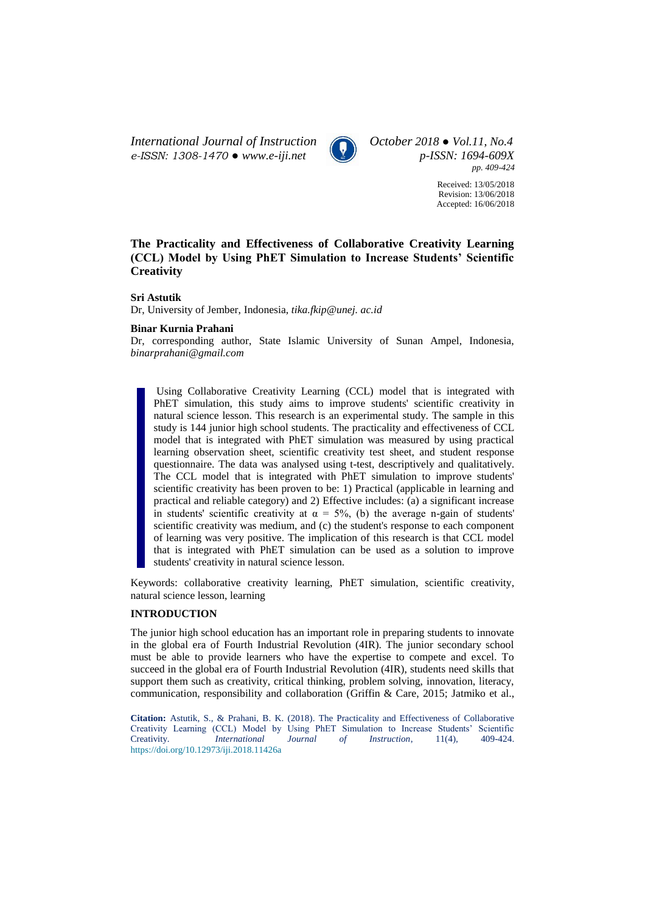# The Practicality and Effectiveness of Collaborative Creativity Learning (CCL) Model by Using PhET Simulation to Increase Students' Scientific Creativity

**Sri Astutik**

Dr, University of Jember, Indonesia, *tika.fkip@unej. ac.id*

**Binar Kurnia Prahani**

Dr, corresponding author, State Islamic University of Sunan Ampel, Indonesia, *binarprahani@gmail.com*

Using Collaborative Creativity Learning (CCL) model that is integrated with PhET simulation, this study aims to improve students' scientific creativity in natural science lesson. This research is an experimental study. The sample in this study is 144 junior high school students. The practicality and effectiveness of CCL model that is integrated with PhET simulation was measured by using practical learning observation sheet, scientific creativity test sheet, and student response questionnaire. The data was analysed using t-test, descriptively and qualitatively. The CCL model that is integrated with PhET simulation to improve students' scientific creativity has been proven to be: 1) Practical (applicable in learning and practical and reliable category) and 2) Effective includes: (a) a significant increase in students' scientific creativity at $\alpha = 5\%$, (b) the average n-gain of students' scientific creativity was medium, and (c) the student's response to each component of learning was very positive. The implication of this research is that CCL model that is integrated with PhET simulation can be used as a solution to improve students' creativity in natural science lesson.

Keywords: collaborative creativity learning, PhET simulation, scientific creativity, natural science lesson, learning

## INTRODUCTION

The junior high school education has an important role in preparing students to innovate in the global era of Fourth Industrial Revolution (4IR). The junior secondary school must be able to provide learners who have the expertise to compete and excel. To succeed in the global era of Fourth Industrial Revolution (4IR), students need skills that support them such as creativity, critical thinking, problem solving, innovation, literacy, communication, responsibility and collaboration (Griffin & Care, 2015; Jatmiko et al.,

**Citation:** Astutik, S., & Prahani, B. K. (2018). The Practicality and Effectiveness of Collaborative Creativity Learning (CCL) Model by Using PhET Simulation to Increase Students' Scientific Creativity. *International Journal of Instruction*, 11(4), 409-424. https://doi.org/10.12973/iji.2018.11426a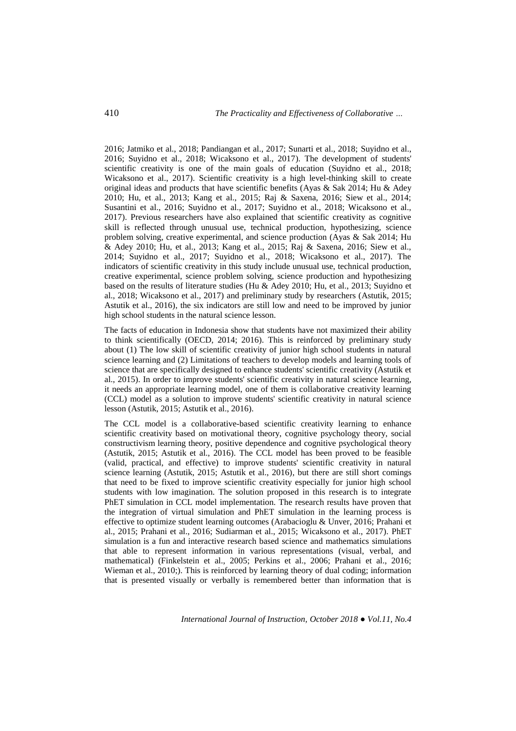2016; Jatmiko et al., 2018; Pandiangan et al., 2017; Sunarti et al., 2018; Suyidno et al., 2016; Suyidno et al., 2018; Wicaksono et al., 2017). The development of students' scientific creativity is one of the main goals of education (Suyidno et al., 2018; Wicaksono et al., 2017). Scientific creativity is a high level-thinking skill to create original ideas and products that have scientific benefits (Ayas & Sak 2014; Hu & Adey 2010; Hu, et al., 2013; Kang et al., 2015; Raj & Saxena, 2016; Siew et al., 2014; Susantini et al., 2016; Suyidno et al., 2017; Suyidno et al., 2018; Wicaksono et al., 2017). Previous researchers have also explained that scientific creativity as cognitive skill is reflected through unusual use, technical production, hypothesizing, science problem solving, creative experimental, and science production (Ayas & Sak 2014; Hu & Adey 2010; Hu, et al., 2013; Kang et al., 2015; Raj & Saxena, 2016; Siew et al., 2014; Suyidno et al., 2017; Suyidno et al., 2018; Wicaksono et al., 2017). The indicators of scientific creativity in this study include unusual use, technical production, creative experimental, science problem solving, science production and hypothesizing based on the results of literature studies (Hu & Adey 2010; Hu, et al., 2013; Suyidno et al., 2018; Wicaksono et al., 2017) and preliminary study by researchers (Astutik, 2015; Astutik et al., 2016), the six indicators are still low and need to be improved by junior high school students in the natural science lesson.

The facts of education in Indonesia show that students have not maximized their ability to think scientifically (OECD, 2014; 2016). This is reinforced by preliminary study about (1) The low skill of scientific creativity of junior high school students in natural science learning and (2) Limitations of teachers to develop models and learning tools of science that are specifically designed to enhance students' scientific creativity (Astutik et al., 2015). In order to improve students' scientific creativity in natural science learning, it needs an appropriate learning model, one of them is collaborative creativity learning (CCL) model as a solution to improve students' scientific creativity in natural science lesson (Astutik, 2015; Astutik et al., 2016).

The CCL model is a collaborative-based scientific creativity learning to enhance scientific creativity based on motivational theory, cognitive psychology theory, social constructivism learning theory, positive dependence and cognitive psychological theory (Astutik, 2015; Astutik et al., 2016). The CCL model has been proved to be feasible (valid, practical, and effective) to improve students' scientific creativity in natural science learning (Astutik, 2015; Astutik et al., 2016), but there are still short comings that need to be fixed to improve scientific creativity especially for junior high school students with low imagination. The solution proposed in this research is to integrate PhET simulation in CCL model implementation. The research results have proven that the integration of virtual simulation and PhET simulation in the learning process is effective to optimize student learning outcomes (Arabacioglu & Unver, 2016; Prahani et al., 2015; Prahani et al., 2016; Sudiarman et al., 2015; Wicaksono et al., 2017). PhET simulation is a fun and interactive research based science and mathematics simulations that able to represent information in various representations (visual, verbal, and mathematical) (Finkelstein et al., 2005; Perkins et al., 2006; Prahani et al., 2016; Wieman et al., 2010;). This is reinforced by learning theory of dual coding; information that is presented visually or verbally is remembered better than information that is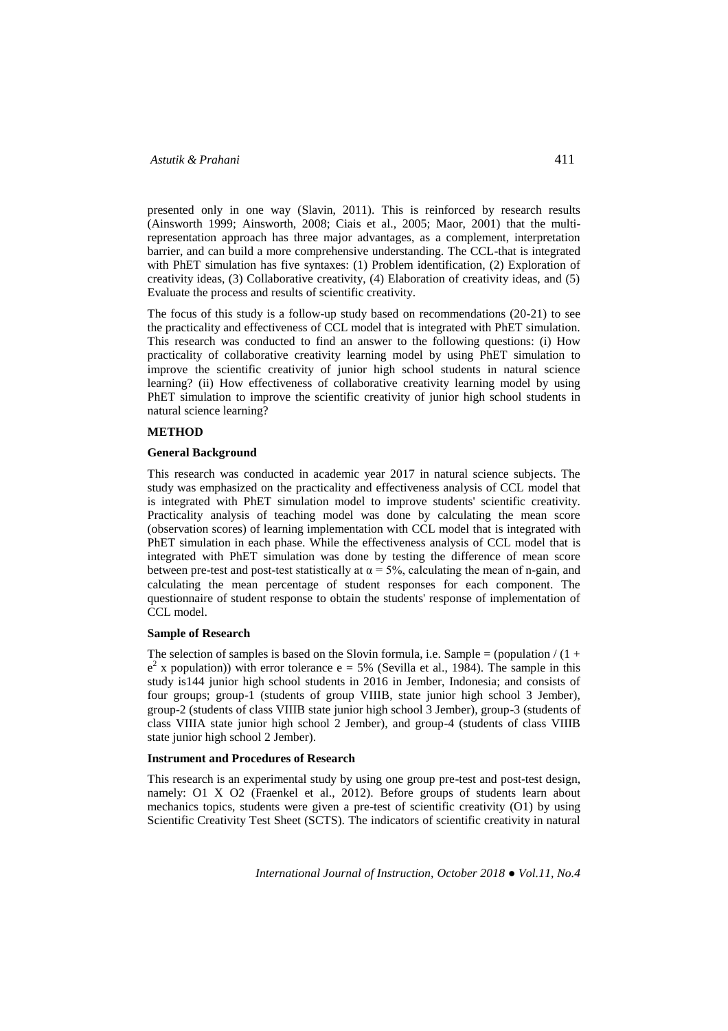presented only in one way (Slavin, 2011). This is reinforced by research results (Ainsworth 1999; Ainsworth, 2008; Ciais et al., 2005; Maor, 2001) that the multi-representation approach has three major advantages, as a complement, interpretation barrier, and can build a more comprehensive understanding. The CCL-that is integrated with PhET simulation has five syntaxes: (1) Problem identification, (2) Exploration of creativity ideas, (3) Collaborative creativity, (4) Elaboration of creativity ideas, and (5) Evaluate the process and results of scientific creativity.

The focus of this study is a follow-up study based on recommendations (20-21) to see the practicality and effectiveness of CCL model that is integrated with PhET simulation. This research was conducted to find an answer to the following questions: (i) How practicality of collaborative creativity learning model by using PhET simulation to improve the scientific creativity of junior high school students in natural science learning? (ii) How effectiveness of collaborative creativity learning model by using PhET simulation to improve the scientific creativity of junior high school students in natural science learning?

## METHOD

### General Background

This research was conducted in academic year 2017 in natural science subjects. The study was emphasized on the practicality and effectiveness analysis of CCL model that is integrated with PhET simulation model to improve students' scientific creativity. Practicality analysis of teaching model was done by calculating the mean score (observation scores) of learning implementation with CCL model that is integrated with PhET simulation in each phase. While the effectiveness analysis of CCL model that is integrated with PhET simulation was done by testing the difference of mean score between pre-test and post-test statistically at $\alpha = 5\%$, calculating the mean of n-gain, and calculating the mean percentage of student responses for each component. The questionnaire of student response to obtain the students' response of implementation of CCL model.

### Sample of Research

The selection of samples is based on the Slovin formula, i.e. Sample = (population / (1 + $e^2$ x population)) with error tolerance e = 5% (Sevilla et al., 1984). The sample in this study is144 junior high school students in 2016 in Jember, Indonesia; and consists of four groups; group-1 (students of group VIIIB, state junior high school 3 Jember), group-2 (students of class VIIIB state junior high school 3 Jember), group-3 (students of class VIIIA state junior high school 2 Jember), and group-4 (students of class VIIIB state junior high school 2 Jember).

### Instrument and Procedures of Research

This research is an experimental study by using one group pre-test and post-test design, namely: O1 X O2 (Fraenkel et al., 2012). Before groups of students learn about mechanics topics, students were given a pre-test of scientific creativity (O1) by using Scientific Creativity Test Sheet (SCTS). The indicators of scientific creativity in natural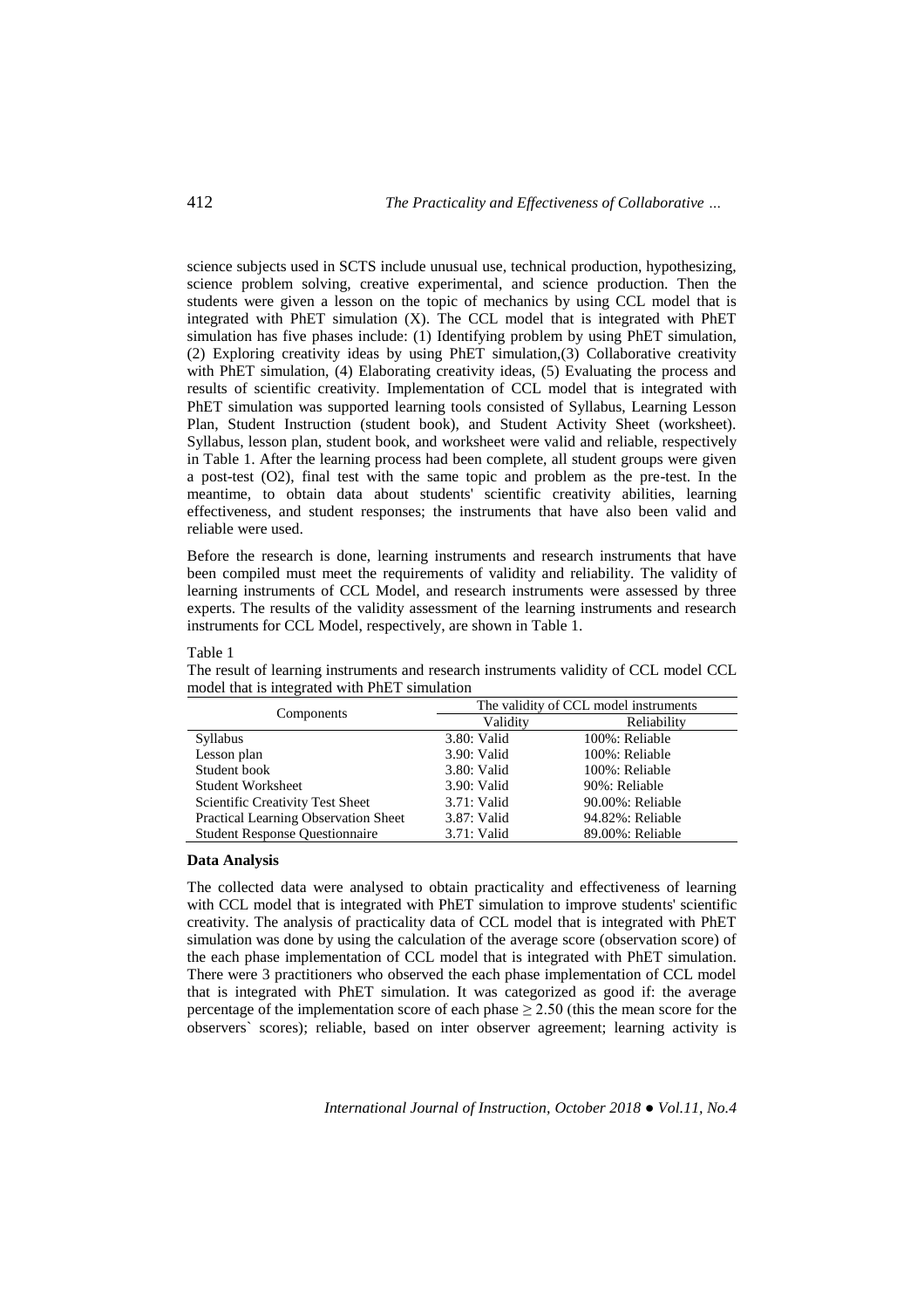science subjects used in SCTS include unusual use, technical production, hypothesizing, science problem solving, creative experimental, and science production. Then the students were given a lesson on the topic of mechanics by using CCL model that is integrated with PhET simulation (X). The CCL model that is integrated with PhET simulation has five phases include: (1) Identifying problem by using PhET simulation, (2) Exploring creativity ideas by using PhET simulation,(3) Collaborative creativity with PhET simulation, (4) Elaborating creativity ideas, (5) Evaluating the process and results of scientific creativity. Implementation of CCL model that is integrated with PhET simulation was supported learning tools consisted of Syllabus, Learning Lesson Plan, Student Instruction (student book), and Student Activity Sheet (worksheet). Syllabus, lesson plan, student book, and worksheet were valid and reliable, respectively in Table 1. After the learning process had been complete, all student groups were given a post-test (O2), final test with the same topic and problem as the pre-test. In the meantime, to obtain data about students' scientific creativity abilities, learning effectiveness, and student responses; the instruments that have also been valid and reliable were used.

Before the research is done, learning instruments and research instruments that have been compiled must meet the requirements of validity and reliability. The validity of learning instruments of CCL Model, and research instruments were assessed by three experts. The results of the validity assessment of the learning instruments and research instruments for CCL Model, respectively, are shown in Table 1.

Table 1

The result of learning instruments and research instruments validity of CCL model CCL model that is integrated with PhET simulation

| Components | The validity of CCL model instruments | |
|---|---|---|
| | Validity | Reliability |
| Syllabus | 3.80: Valid | 100%: Reliable |
| Lesson plan | 3.90: Valid | 100%: Reliable |
| Student book | 3.80: Valid | 100%: Reliable |
| Student Worksheet | 3.90: Valid | 90%: Reliable |
| Scientific Creativity Test Sheet | 3.71: Valid | 90.00%: Reliable |
| Practical Learning Observation Sheet | 3.87: Valid | 94.82%: Reliable |
| Student Response Questionnaire | 3.71: Valid | 89.00%: Reliable |

**Data Analysis**

The collected data were analysed to obtain practicality and effectiveness of learning with CCL model that is integrated with PhET simulation to improve students' scientific creativity. The analysis of practicality data of CCL model that is integrated with PhET simulation was done by using the calculation of the average score (observation score) of the each phase implementation of CCL model that is integrated with PhET simulation. There were 3 practitioners who observed the each phase implementation of CCL model that is integrated with PhET simulation. It was categorized as good if: the average percentage of the implementation score of each phase $\geq 2.50$ (this the mean score for the observers` scores); reliable, based on inter observer agreement; learning activity is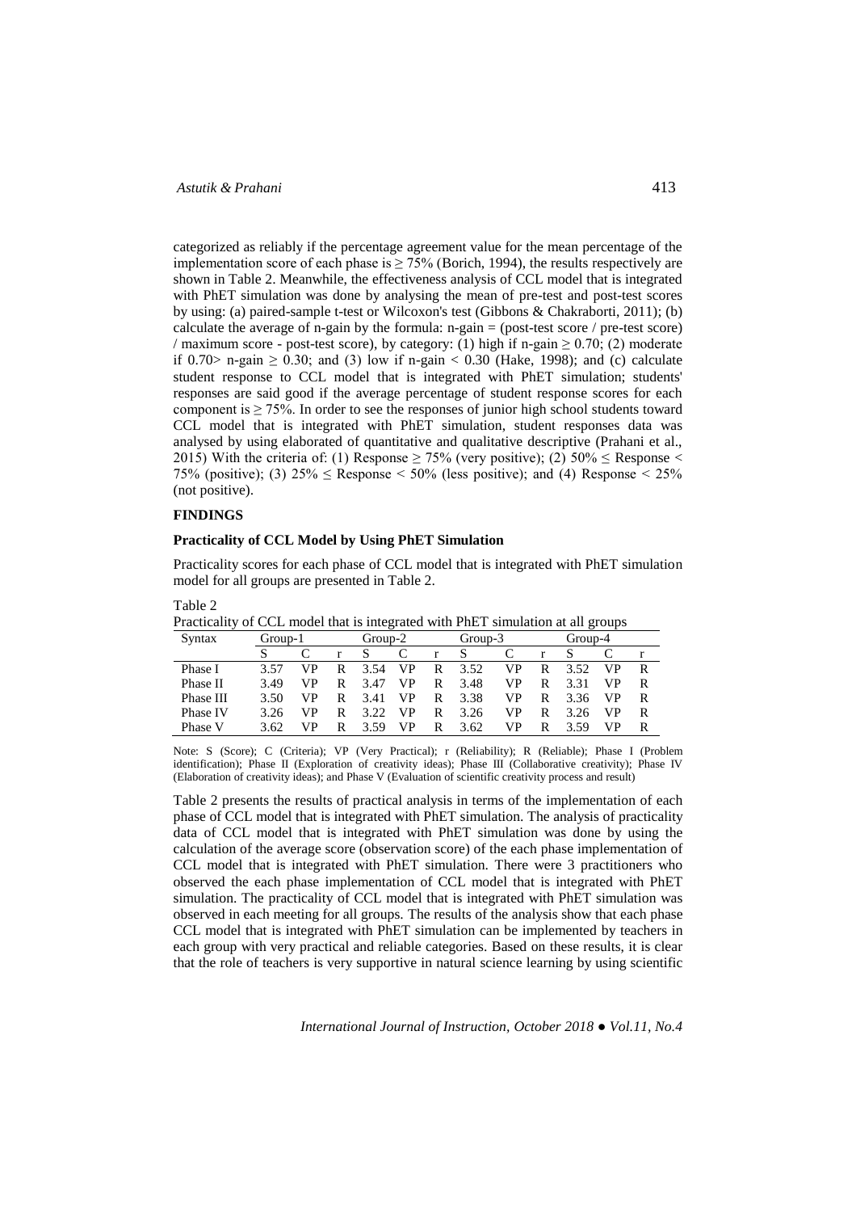categorized as reliably if the percentage agreement value for the mean percentage of the implementation score of each phase is ≥ 75% (Borich, 1994), the results respectively are shown in Table 2. Meanwhile, the effectiveness analysis of CCL model that is integrated with PhET simulation was done by analysing the mean of pre-test and post-test scores by using: (a) paired-sample t-test or Wilcoxon's test (Gibbons & Chakraborti, 2011); (b) calculate the average of n-gain by the formula: n-gain = (post-test score / pre-test score) / maximum score - post-test score), by category: (1) high if n-gain ≥ 0.70; (2) moderate if 0.70> n-gain ≥ 0.30; and (3) low if n-gain < 0.30 (Hake, 1998); and (c) calculate student response to CCL model that is integrated with PhET simulation; students' responses are said good if the average percentage of student response scores for each component is ≥ 75%. In order to see the responses of junior high school students toward CCL model that is integrated with PhET simulation, student responses data was analysed by using elaborated of quantitative and qualitative descriptive (Prahani et al., 2015) With the criteria of: (1) Response ≥ 75% (very positive); (2) 50% ≤ Response < 75% (positive); (3) 25% ≤ Response < 50% (less positive); and (4) Response < 25% (not positive).

## FINDINGS

### Practicality of CCL Model by Using PhET Simulation

Practicality scores for each phase of CCL model that is integrated with PhET simulation model for all groups are presented in Table 2.

Table 2
Practicality of CCL model that is integrated with PhET simulation at all groups

| Syntax | Group-1 | | | Group-2 | | | Group-3 | | | Group-4 | | |
|---|---|---|---|---|---|---|---|---|---|---|---|---|
| | S | C | r | S | C | r | S | C | r | S | C | r |
| Phase I | 3.57 | VP | R | 3.54 | VP | R | 3.52 | VP | R | 3.52 | VP | R |
| Phase II | 3.49 | VP | R | 3.47 | VP | R | 3.48 | VP | R | 3.31 | VP | R |
| Phase III | 3.50 | VP | R | 3.41 | VP | R | 3.38 | VP | R | 3.36 | VP | R |
| Phase IV | 3.26 | VP | R | 3.22 | VP | R | 3.26 | VP | R | 3.26 | VP | R |
| Phase V | 3.62 | VP | R | 3.59 | VP | R | 3.62 | VP | R | 3.59 | VP | R |

Note: S (Score); C (Criteria); VP (Very Practical); r (Reliability); R (Reliable); Phase I (Problem identification); Phase II (Exploration of creativity ideas); Phase III (Collaborative creativity); Phase IV (Elaboration of creativity ideas); and Phase V (Evaluation of scientific creativity process and result)

Table 2 presents the results of practical analysis in terms of the implementation of each phase of CCL model that is integrated with PhET simulation. The analysis of practicality data of CCL model that is integrated with PhET simulation was done by using the calculation of the average score (observation score) of the each phase implementation of CCL model that is integrated with PhET simulation. There were 3 practitioners who observed the each phase implementation of CCL model that is integrated with PhET simulation. The practicality of CCL model that is integrated with PhET simulation was observed in each meeting for all groups. The results of the analysis show that each phase CCL model that is integrated with PhET simulation can be implemented by teachers in each group with very practical and reliable categories. Based on these results, it is clear that the role of teachers is very supportive in natural science learning by using scientific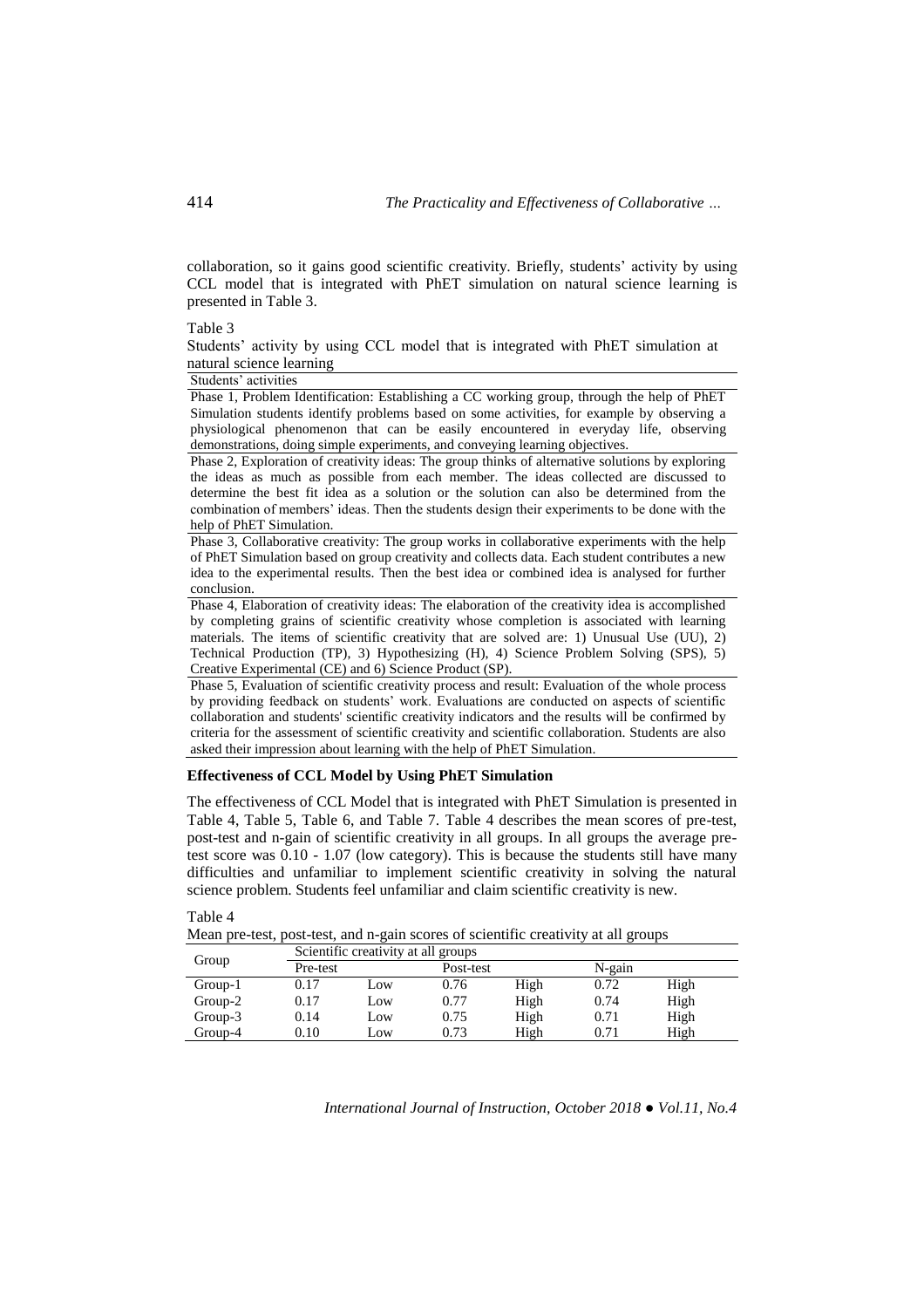collaboration, so it gains good scientific creativity. Briefly, students' activity by using CCL model that is integrated with PhET simulation on natural science learning is presented in Table 3.

Table 3

Students' activity by using CCL model that is integrated with PhET simulation at natural science learning

| Students' activities |
|---|
| Phase 1, Problem Identification: Establishing a CC working group, through the help of PhET Simulation students identify problems based on some activities, for example by observing a physiological phenomenon that can be easily encountered in everyday life, observing demonstrations, doing simple experiments, and conveying learning objectives. |
| Phase 2, Exploration of creativity ideas: The group thinks of alternative solutions by exploring the ideas as much as possible from each member. The ideas collected are discussed to determine the best fit idea as a solution or the solution can also be determined from the combination of members' ideas. Then the students design their experiments to be done with the help of PhET Simulation. |
| Phase 3, Collaborative creativity: The group works in collaborative experiments with the help of PhET Simulation based on group creativity and collects data. Each student contributes a new idea to the experimental results. Then the best idea or combined idea is analysed for further conclusion. |
| Phase 4, Elaboration of creativity ideas: The elaboration of the creativity idea is accomplished by completing grains of scientific creativity whose completion is associated with learning materials. The items of scientific creativity that are solved are: 1) Unusual Use (UU), 2) Technical Production (TP), 3) Hypothesizing (H), 4) Science Problem Solving (SPS), 5) Creative Experimental (CE) and 6) Science Product (SP). |
| Phase 5, Evaluation of scientific creativity process and result: Evaluation of the whole process by providing feedback on students' work. Evaluations are conducted on aspects of scientific collaboration and students' scientific creativity indicators and the results will be confirmed by criteria for the assessment of scientific creativity and scientific collaboration. Students are also asked their impression about learning with the help of PhET Simulation. |

**Effectiveness of CCL Model by Using PhET Simulation**

The effectiveness of CCL Model that is integrated with PhET Simulation is presented in Table 4, Table 5, Table 6, and Table 7. Table 4 describes the mean scores of pre-test, post-test and n-gain of scientific creativity in all groups. In all groups the average pre-test score was 0.10 - 1.07 (low category). This is because the students still have many difficulties and unfamiliar to implement scientific creativity in solving the natural science problem. Students feel unfamiliar and claim scientific creativity is new.

Table 4

Mean pre-test, post-test, and n-gain scores of scientific creativity at all groups

| Group | Scientific creativity at all groups | | | | | |
|---|---|---|---|---|---|---|
| | Pre-test | | Post-test | | N-gain | |
| Group-1 | 0.17 | Low | 0.76 | High | 0.72 | High |
| Group-2 | 0.17 | Low | 0.77 | High | 0.74 | High |
| Group-3 | 0.14 | Low | 0.75 | High | 0.71 | High |
| Group-4 | 0.10 | Low | 0.73 | High | 0.71 | High |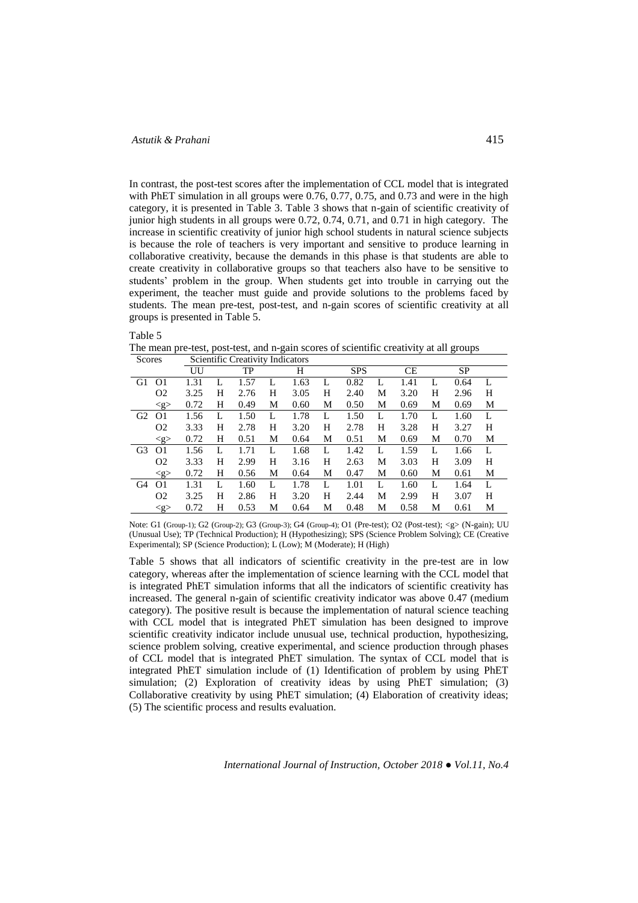In contrast, the post-test scores after the implementation of CCL model that is integrated with PhET simulation in all groups were 0.76, 0.77, 0.75, and 0.73 and were in the high category, it is presented in Table 3. Table 3 shows that n-gain of scientific creativity of junior high students in all groups were 0.72, 0.74, 0.71, and 0.71 in high category. The increase in scientific creativity of junior high school students in natural science subjects is because the role of teachers is very important and sensitive to produce learning in collaborative creativity, because the demands in this phase is that students are able to create creativity in collaborative groups so that teachers also have to be sensitive to students' problem in the group. When students get into trouble in carrying out the experiment, the teacher must guide and provide solutions to the problems faced by students. The mean pre-test, post-test, and n-gain scores of scientific creativity at all groups is presented in Table 5.

Table 5

The mean pre-test, post-test, and n-gain scores of scientific creativity at all groups

| Scores | | Scientific Creativity Indicators | | | | | | | | | | | |
|---|---|---|---|---|---|---|---|---|---|---|---|---|---|
| | | UU | | TP | | H | | SPS | | CE | | SP | |
| G1 | O1 | 1.31 | L | 1.57 | L | 1.63 | L | 0.82 | L | 1.41 | L | 0.64 | L |
| | O2 | 3.25 | H | 2.76 | H | 3.05 | H | 2.40 | M | 3.20 | H | 2.96 | H |
| | <g> | 0.72 | H | 0.49 | M | 0.60 | M | 0.50 | M | 0.69 | M | 0.69 | M |
| G2 | O1 | 1.56 | L | 1.50 | L | 1.78 | L | 1.50 | L | 1.70 | L | 1.60 | L |
| | O2 | 3.33 | H | 2.78 | H | 3.20 | H | 2.78 | H | 3.28 | H | 3.27 | H |
| | <g> | 0.72 | H | 0.51 | M | 0.64 | M | 0.51 | M | 0.69 | M | 0.70 | M |
| G3 | O1 | 1.56 | L | 1.71 | L | 1.68 | L | 1.42 | L | 1.59 | L | 1.66 | L |
| | O2 | 3.33 | H | 2.99 | H | 3.16 | H | 2.63 | M | 3.03 | H | 3.09 | H |
| | <g> | 0.72 | H | 0.56 | M | 0.64 | M | 0.47 | M | 0.60 | M | 0.61 | M |
| G4 | O1 | 1.31 | L | 1.60 | L | 1.78 | L | 1.01 | L | 1.60 | L | 1.64 | L |
| | O2 | 3.25 | H | 2.86 | H | 3.20 | H | 2.44 | M | 2.99 | H | 3.07 | H |
| | <g> | 0.72 | H | 0.53 | M | 0.64 | M | 0.48 | M | 0.58 | M | 0.61 | M |

Note: G1 (Group-1); G2 (Group-2); G3 (Group-3); G4 (Group-4); O1 (Pre-test); O2 (Post-test); <g> (N-gain); UU (Unusual Use); TP (Technical Production); H (Hypothesizing); SPS (Science Problem Solving); CE (Creative Experimental); SP (Science Production); L (Low); M (Moderate); H (High)

Table 5 shows that all indicators of scientific creativity in the pre-test are in low category, whereas after the implementation of science learning with the CCL model that is integrated PhET simulation informs that all the indicators of scientific creativity has increased. The general n-gain of scientific creativity indicator was above 0.47 (medium category). The positive result is because the implementation of natural science teaching with CCL model that is integrated PhET simulation has been designed to improve scientific creativity indicator include unusual use, technical production, hypothesizing, science problem solving, creative experimental, and science production through phases of CCL model that is integrated PhET simulation. The syntax of CCL model that is integrated PhET simulation include of (1) Identification of problem by using PhET simulation; (2) Exploration of creativity ideas by using PhET simulation; (3) Collaborative creativity by using PhET simulation; (4) Elaboration of creativity ideas; (5) The scientific process and results evaluation.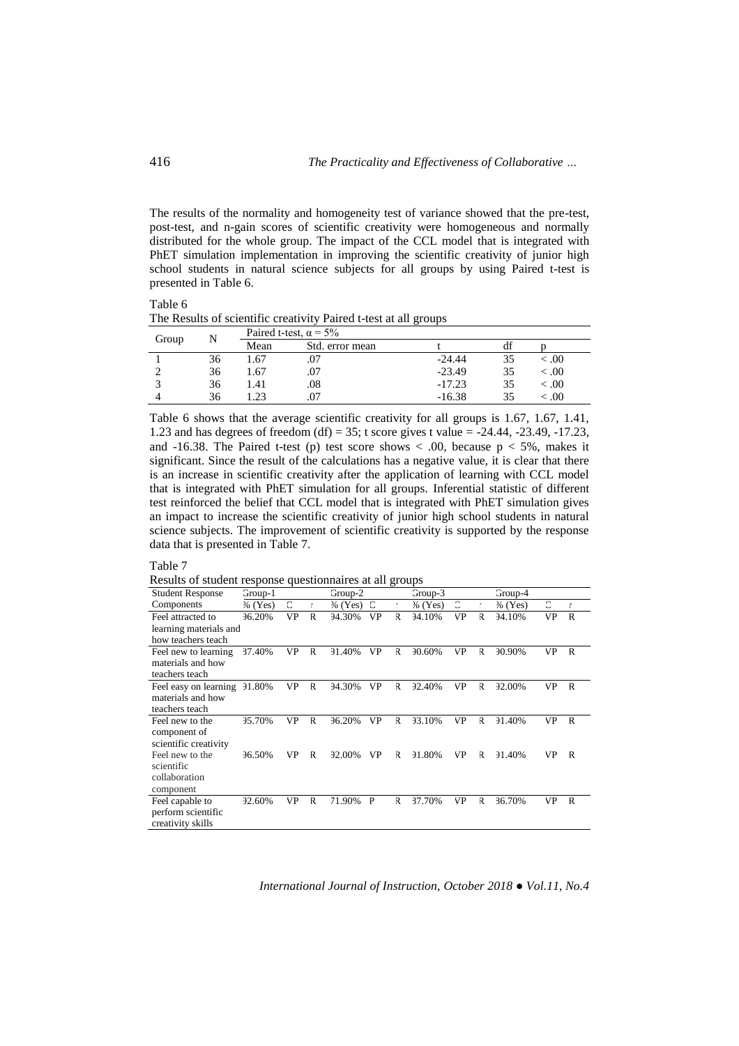The results of the normality and homogeneity test of variance showed that the pre-test, post-test, and n-gain scores of scientific creativity were homogeneous and normally distributed for the whole group. The impact of the CCL model that is integrated with PhET simulation implementation in improving the scientific creativity of junior high school students in natural science subjects for all groups by using Paired t-test is presented in Table 6.

Table 6

The Results of scientific creativity Paired t-test at all groups

| Group | N | Paired t-test, $\alpha = 5\%$ | | | | |
|---|---|---|---|---|---|---|
| | | Mean | Std. error mean | t | df | p |
| 1 | 36 | 1.67 | .07 | -24.44 | 35 | < .00 |
| 2 | 36 | 1.67 | .07 | -23.49 | 35 | < .00 |
| 3 | 36 | 1.41 | .08 | -17.23 | 35 | < .00 |
| 4 | 36 | 1.23 | .07 | -16.38 | 35 | < .00 |

Table 6 shows that the average scientific creativity for all groups is 1.67, 1.67, 1.41, 1.23 and has degrees of freedom (df) = 35; t score gives t value = -24.44, -23.49, -17.23, and -16.38. The Paired t-test (p) test score shows < .00, because $p < 5\%$, makes it significant. Since the result of the calculations has a negative value, it is clear that there is an increase in scientific creativity after the application of learning with CCL model that is integrated with PhET simulation for all groups. Inferential statistic of different test reinforced the belief that CCL model that is integrated with PhET simulation gives an impact to increase the scientific creativity of junior high school students in natural science subjects. The improvement of scientific creativity is supported by the response data that is presented in Table 7.

Table 7

Results of student response questionnaires at all groups

| Student Response Components | Group-1 | | | Group-2 | | | Group-3 | | | Group-4 | | |
|---|---|---|---|---|---|---|---|---|---|---|---|---|
| | % (Yes) | C | r | % (Yes) | C | r | % (Yes) | C | r | % (Yes) | C | r |
| Feel attracted to learning materials and how teachers teach | 96.20% | VP | R | 94.30% | VP | R | 94.10% | VP | R | 94.10% | VP | R |
| Feel new to learning materials and how teachers teach | 87.40% | VP | R | 91.40% | VP | R | 90.60% | VP | R | 90.90% | VP | R |
| Feel easy on learning materials and how teachers teach | 91.80% | VP | R | 94.30% | VP | R | 92.40% | VP | R | 92.00% | VP | R |
| Feel new to the component of scientific creativity | 95.70% | VP | R | 96.20% | VP | R | 93.10% | VP | R | 91.40% | VP | R |
| Feel new to the scientific collaboration component | 96.50% | VP | R | 92.00% | VP | R | 91.80% | VP | R | 91.40% | VP | R |
| Feel capable to perform scientific creativity skills | 92.60% | VP | R | 71.90% | P | R | 87.70% | VP | R | 86.70% | VP | R |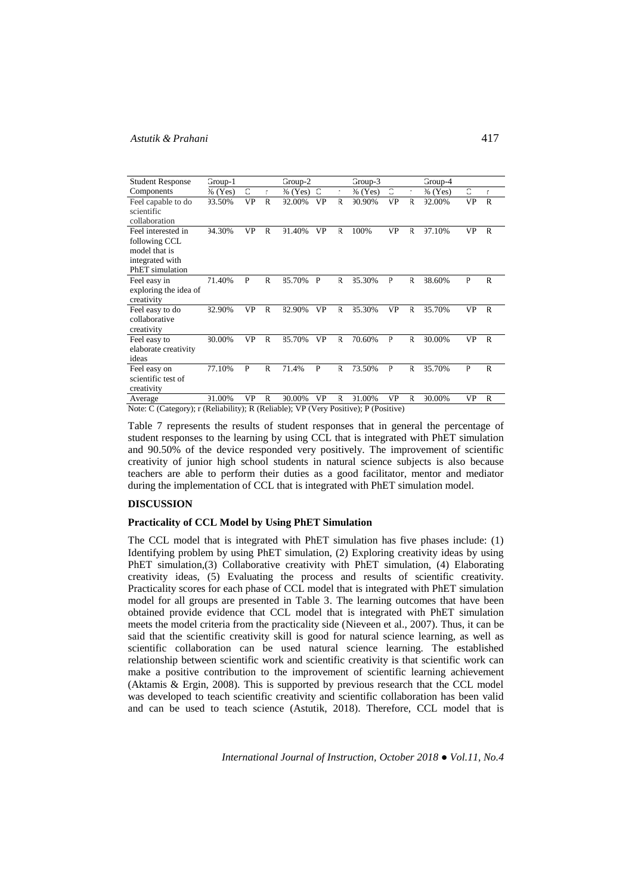| Student Response Components | Group-1 | | | Group-2 | | | Group-3 | | | Group-4 | | |
|---|---|---|---|---|---|---|---|---|---|---|---|---|
| | % (Yes) | C | r | % (Yes) | C | r | % (Yes) | C | r | % (Yes) | C | r |
| Feel capable to do scientific collaboration | 93.50% | VP | R | 92.00% | VP | R | 90.90% | VP | R | 92.00% | VP | R |
| Feel interested in following CCL model that is integrated with PhET simulation | 94.30% | VP | R | 91.40% | VP | R | 100% | VP | R | 97.10% | VP | R |
| Feel easy in exploring the idea of creativity | 71.40% | P | R | 85.70% | P | R | 85.30% | P | R | 88.60% | P | R |
| Feel easy to do collaborative creativity | 82.90% | VP | R | 82.90% | VP | R | 85.30% | VP | R | 85.70% | VP | R |
| Feel easy to elaborate creativity ideas | 80.00% | VP | R | 85.70% | VP | R | 70.60% | P | R | 80.00% | VP | R |
| Feel easy on scientific test of creativity | 77.10% | P | R | 71.4% | P | R | 73.50% | P | R | 85.70% | P | R |
| Average | 91.00% | VP | R | 90.00% | VP | R | 91.00% | VP | R | 90.00% | VP | R |

Note: C (Category); r (Reliability); R (Reliable); VP (Very Positive); P (Positive)

Table 7 represents the results of student responses that in general the percentage of student responses to the learning by using CCL that is integrated with PhET simulation and 90.50% of the device responded very positively. The improvement of scientific creativity of junior high school students in natural science subjects is also because teachers are able to perform their duties as a good facilitator, mentor and mediator during the implementation of CCL that is integrated with PhET simulation model.

## DISCUSSION

### Practicality of CCL Model by Using PhET Simulation

The CCL model that is integrated with PhET simulation has five phases include: (1) Identifying problem by using PhET simulation, (2) Exploring creativity ideas by using PhET simulation,(3) Collaborative creativity with PhET simulation, (4) Elaborating creativity ideas, (5) Evaluating the process and results of scientific creativity. Practicality scores for each phase of CCL model that is integrated with PhET simulation model for all groups are presented in Table 3. The learning outcomes that have been obtained provide evidence that CCL model that is integrated with PhET simulation meets the model criteria from the practicality side (Nieveen et al., 2007). Thus, it can be said that the scientific creativity skill is good for natural science learning, as well as scientific collaboration can be used natural science learning. The established relationship between scientific work and scientific creativity is that scientific work can make a positive contribution to the improvement of scientific learning achievement (Aktamis & Ergin, 2008). This is supported by previous research that the CCL model was developed to teach scientific creativity and scientific collaboration has been valid and can be used to teach science (Astutik, 2018). Therefore, CCL model that is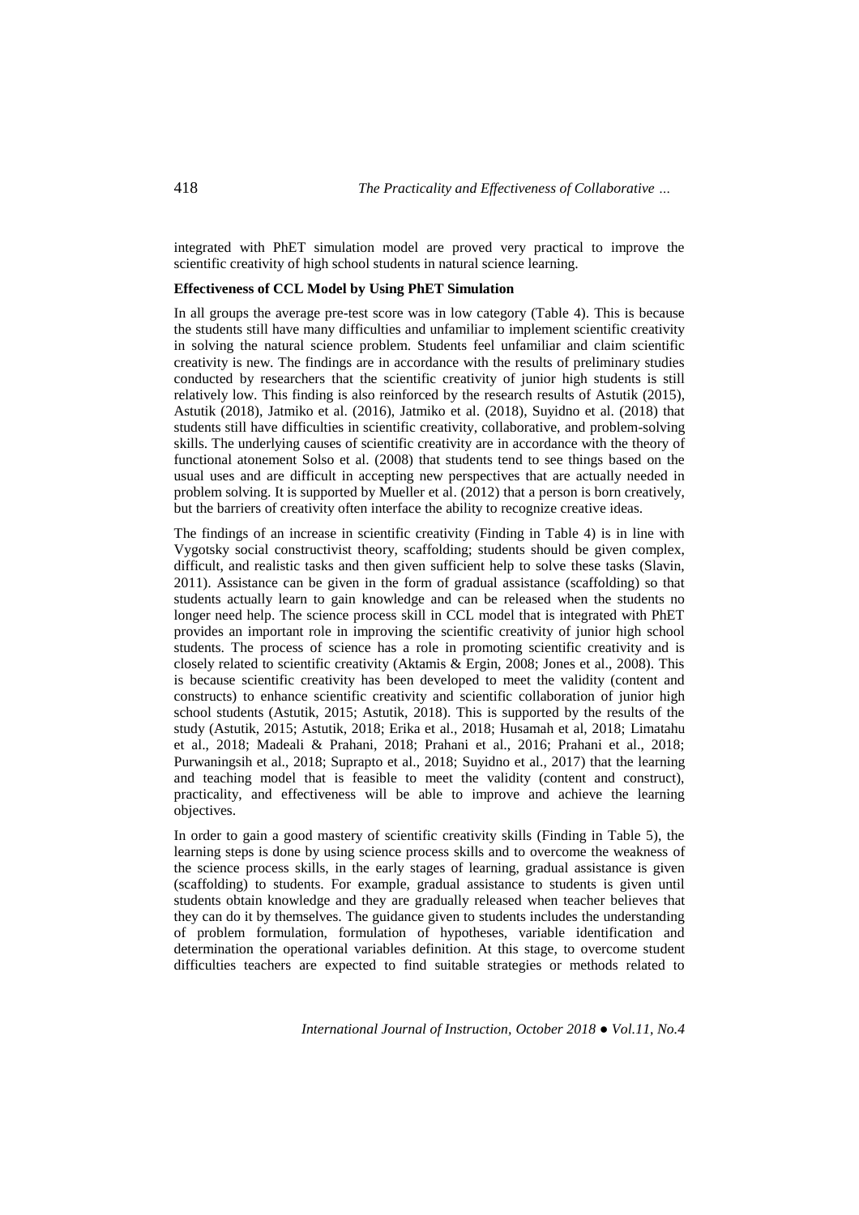integrated with PhET simulation model are proved very practical to improve the scientific creativity of high school students in natural science learning.

**Effectiveness of CCL Model by Using PhET Simulation**

In all groups the average pre-test score was in low category (Table 4). This is because the students still have many difficulties and unfamiliar to implement scientific creativity in solving the natural science problem. Students feel unfamiliar and claim scientific creativity is new. The findings are in accordance with the results of preliminary studies conducted by researchers that the scientific creativity of junior high students is still relatively low. This finding is also reinforced by the research results of Astutik (2015), Astutik (2018), Jatmiko et al. (2016), Jatmiko et al. (2018), Suyidno et al. (2018) that students still have difficulties in scientific creativity, collaborative, and problem-solving skills. The underlying causes of scientific creativity are in accordance with the theory of functional atonement Solso et al. (2008) that students tend to see things based on the usual uses and are difficult in accepting new perspectives that are actually needed in problem solving. It is supported by Mueller et al. (2012) that a person is born creatively, but the barriers of creativity often interface the ability to recognize creative ideas.

The findings of an increase in scientific creativity (Finding in Table 4) is in line with Vygotsky social constructivist theory, scaffolding; students should be given complex, difficult, and realistic tasks and then given sufficient help to solve these tasks (Slavin, 2011). Assistance can be given in the form of gradual assistance (scaffolding) so that students actually learn to gain knowledge and can be released when the students no longer need help. The science process skill in CCL model that is integrated with PhET provides an important role in improving the scientific creativity of junior high school students. The process of science has a role in promoting scientific creativity and is closely related to scientific creativity (Aktamis & Ergin, 2008; Jones et al., 2008). This is because scientific creativity has been developed to meet the validity (content and constructs) to enhance scientific creativity and scientific collaboration of junior high school students (Astutik, 2015; Astutik, 2018). This is supported by the results of the study (Astutik, 2015; Astutik, 2018; Erika et al., 2018; Husamah et al, 2018; Limatahu et al., 2018; Madeali & Prahani, 2018; Prahani et al., 2016; Prahani et al., 2018; Purwaningsih et al., 2018; Suprapto et al., 2018; Suyidno et al., 2017) that the learning and teaching model that is feasible to meet the validity (content and construct), practicality, and effectiveness will be able to improve and achieve the learning objectives.

In order to gain a good mastery of scientific creativity skills (Finding in Table 5), the learning steps is done by using science process skills and to overcome the weakness of the science process skills, in the early stages of learning, gradual assistance is given (scaffolding) to students. For example, gradual assistance to students is given until students obtain knowledge and they are gradually released when teacher believes that they can do it by themselves. The guidance given to students includes the understanding of problem formulation, formulation of hypotheses, variable identification and determination the operational variables definition. At this stage, to overcome student difficulties teachers are expected to find suitable strategies or methods related to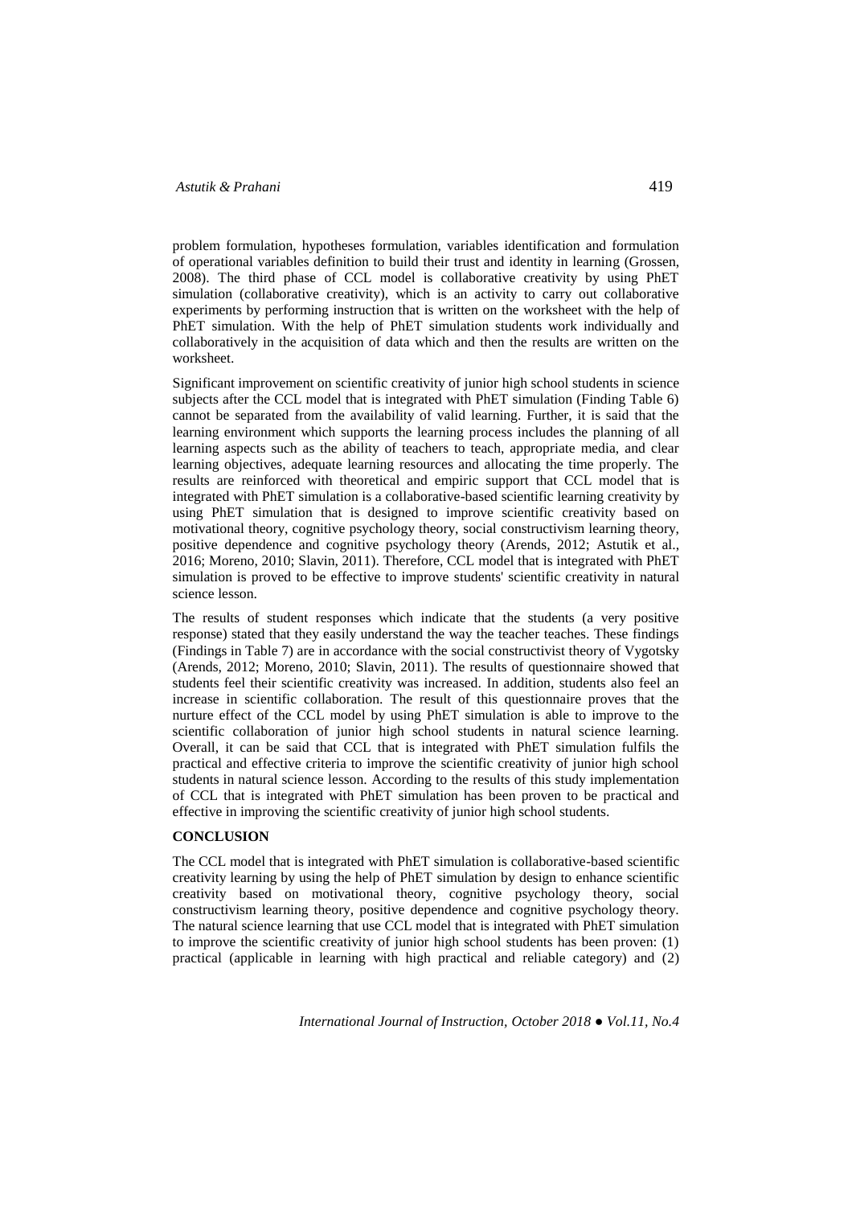problem formulation, hypotheses formulation, variables identification and formulation of operational variables definition to build their trust and identity in learning (Grossen, 2008). The third phase of CCL model is collaborative creativity by using PhET simulation (collaborative creativity), which is an activity to carry out collaborative experiments by performing instruction that is written on the worksheet with the help of PhET simulation. With the help of PhET simulation students work individually and collaboratively in the acquisition of data which and then the results are written on the worksheet.

Significant improvement on scientific creativity of junior high school students in science subjects after the CCL model that is integrated with PhET simulation (Finding Table 6) cannot be separated from the availability of valid learning. Further, it is said that the learning environment which supports the learning process includes the planning of all learning aspects such as the ability of teachers to teach, appropriate media, and clear learning objectives, adequate learning resources and allocating the time properly. The results are reinforced with theoretical and empiric support that CCL model that is integrated with PhET simulation is a collaborative-based scientific learning creativity by using PhET simulation that is designed to improve scientific creativity based on motivational theory, cognitive psychology theory, social constructivism learning theory, positive dependence and cognitive psychology theory (Arends, 2012; Astutik et al., 2016; Moreno, 2010; Slavin, 2011). Therefore, CCL model that is integrated with PhET simulation is proved to be effective to improve students' scientific creativity in natural science lesson.

The results of student responses which indicate that the students (a very positive response) stated that they easily understand the way the teacher teaches. These findings (Findings in Table 7) are in accordance with the social constructivist theory of Vygotsky (Arends, 2012; Moreno, 2010; Slavin, 2011). The results of questionnaire showed that students feel their scientific creativity was increased. In addition, students also feel an increase in scientific collaboration. The result of this questionnaire proves that the nurture effect of the CCL model by using PhET simulation is able to improve to the scientific collaboration of junior high school students in natural science learning. Overall, it can be said that CCL that is integrated with PhET simulation fulfils the practical and effective criteria to improve the scientific creativity of junior high school students in natural science lesson. According to the results of this study implementation of CCL that is integrated with PhET simulation has been proven to be practical and effective in improving the scientific creativity of junior high school students.

## CONCLUSION

The CCL model that is integrated with PhET simulation is collaborative-based scientific creativity learning by using the help of PhET simulation by design to enhance scientific creativity based on motivational theory, cognitive psychology theory, social constructivism learning theory, positive dependence and cognitive psychology theory. The natural science learning that use CCL model that is integrated with PhET simulation to improve the scientific creativity of junior high school students has been proven: (1) practical (applicable in learning with high practical and reliable category) and (2)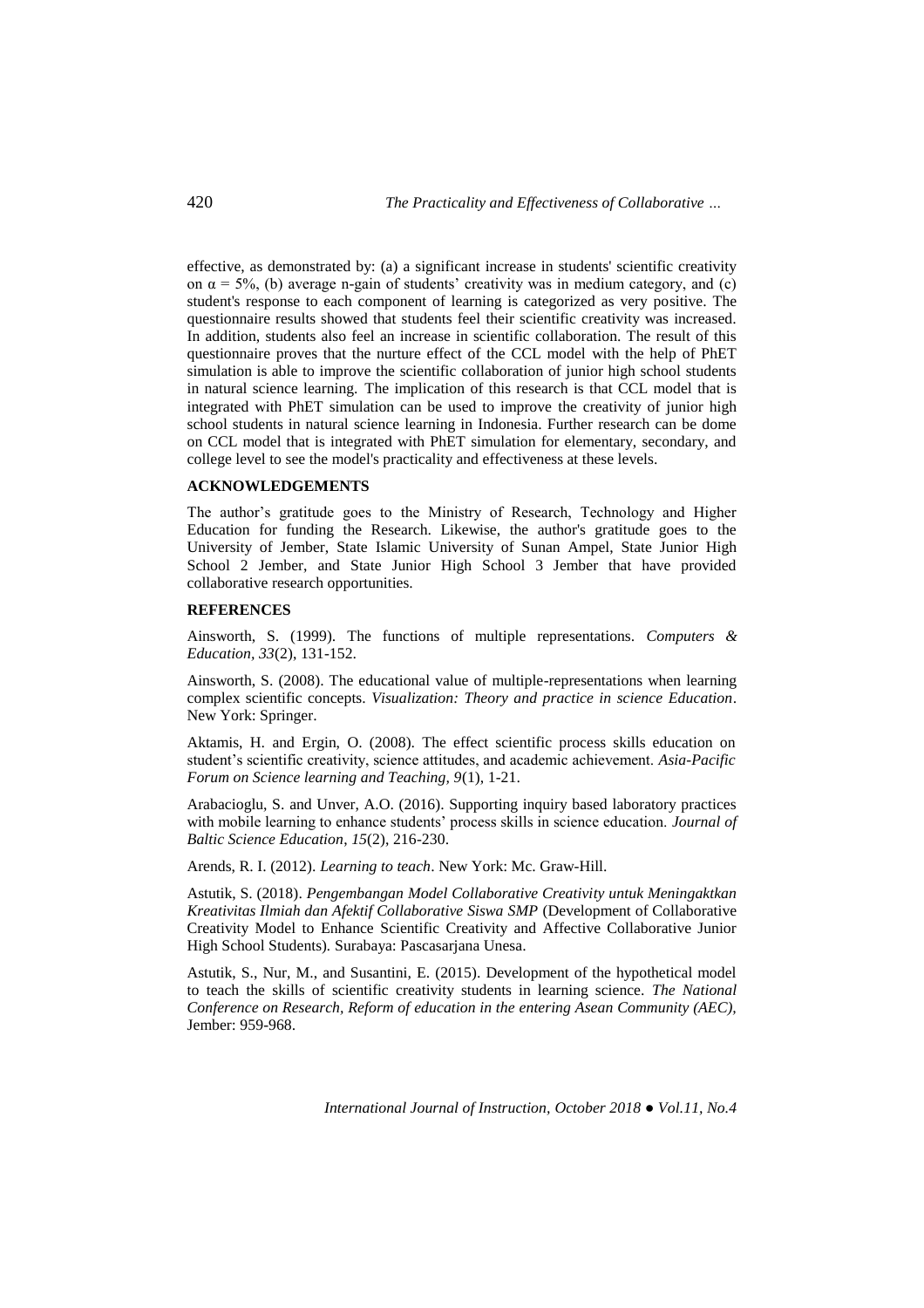effective, as demonstrated by: (a) a significant increase in students' scientific creativity on $\alpha = 5\%$, (b) average n-gain of students' creativity was in medium category, and (c) student's response to each component of learning is categorized as very positive. The questionnaire results showed that students feel their scientific creativity was increased. In addition, students also feel an increase in scientific collaboration. The result of this questionnaire proves that the nurture effect of the CCL model with the help of PhET simulation is able to improve the scientific collaboration of junior high school students in natural science learning. The implication of this research is that CCL model that is integrated with PhET simulation can be used to improve the creativity of junior high school students in natural science learning in Indonesia. Further research can be dome on CCL model that is integrated with PhET simulation for elementary, secondary, and college level to see the model's practicality and effectiveness at these levels.

## ACKNOWLEDGEMENTS

The author's gratitude goes to the Ministry of Research, Technology and Higher Education for funding the Research. Likewise, the author's gratitude goes to the University of Jember, State Islamic University of Sunan Ampel, State Junior High School 2 Jember, and State Junior High School 3 Jember that have provided collaborative research opportunities.

## REFERENCES

Ainsworth, S. (1999). The functions of multiple representations. *Computers & Education*, *33*(2), 131-152.

Ainsworth, S. (2008). The educational value of multiple-representations when learning complex scientific concepts. *Visualization: Theory and practice in science Education*. New York: Springer.

Aktamis, H. and Ergin, O. (2008). The effect scientific process skills education on student's scientific creativity, science attitudes, and academic achievement. *Asia-Pacific Forum on Science learning and Teaching, 9*(1), 1-21.

Arabacioglu, S. and Unver, A.O. (2016). Supporting inquiry based laboratory practices with mobile learning to enhance students' process skills in science education. *Journal of Baltic Science Education*, *15*(2), 216-230.

Arends, R. I. (2012). *Learning to teach*. New York: Mc. Graw-Hill.

Astutik, S. (2018). *Pengembangan Model Collaborative Creativity untuk Meningaktkan Kreativitas Ilmiah dan Afektif Collaborative Siswa SMP* (Development of Collaborative Creativity Model to Enhance Scientific Creativity and Affective Collaborative Junior High School Students). Surabaya: Pascasarjana Unesa.

Astutik, S., Nur, M., and Susantini, E. (2015). Development of the hypothetical model to teach the skills of scientific creativity students in learning science. *The National Conference on Research, Reform of education in the entering Asean Community (AEC),* Jember: 959-968.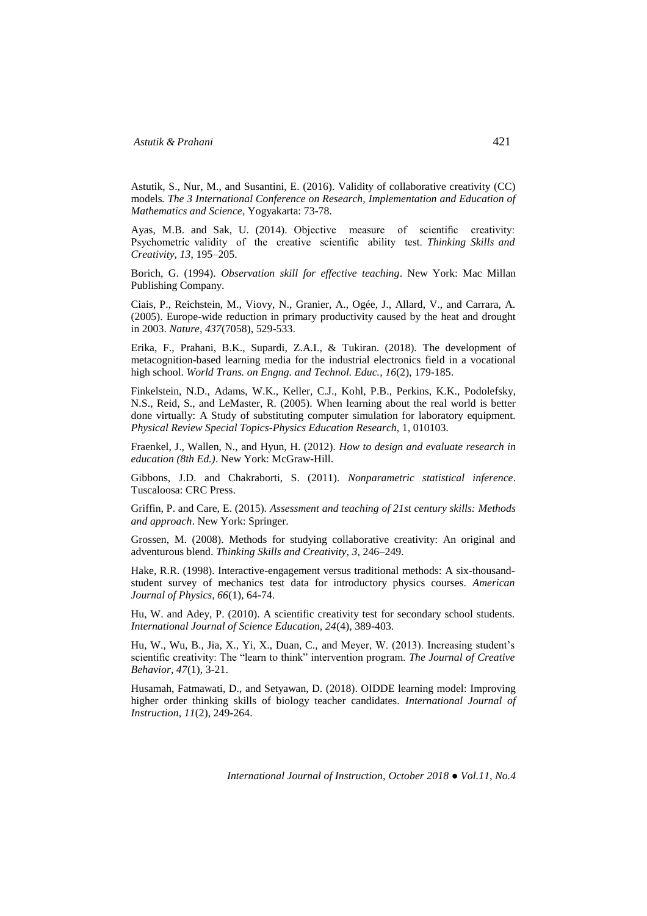Astutik, S., Nur, M., and Susantini, E. (2016). Validity of collaborative creativity (CC) models. *The 3 International Conference on Research, Implementation and Education of Mathematics and Science*, Yogyakarta: 73-78.

Ayas, M.B. and Sak, U. (2014). Objective measure of scientific creativity: Psychometric validity of the creative scientific ability test. *Thinking Skills and Creativity, 13*, 195–205.

Borich, G. (1994). *Observation skill for effective teaching*. New York: Mac Millan Publishing Company.

Ciais, P., Reichstein, M., Viovy, N., Granier, A., Ogée, J., Allard, V., and Carrara, A. (2005). Europe-wide reduction in primary productivity caused by the heat and drought in 2003. *Nature, 437*(7058), 529-533.

Erika, F., Prahani, B.K., Supardi, Z.A.I., & Tukiran. (2018). The development of metacognition-based learning media for the industrial electronics field in a vocational high school. *World Trans. on Engng. and Technol. Educ., 16*(2), 179-185.

Finkelstein, N.D., Adams, W.K., Keller, C.J., Kohl, P.B., Perkins, K.K., Podolefsky, N.S., Reid, S., and LeMaster, R. (2005). When learning about the real world is better done virtually: A Study of substituting computer simulation for laboratory equipment. *Physical Review Special Topics-Physics Education Research*, 1, 010103.

Fraenkel, J., Wallen, N., and Hyun, H. (2012). *How to design and evaluate research in education (8th Ed.)*. New York: McGraw-Hill.

Gibbons, J.D. and Chakraborti, S. (2011). *Nonparametric statistical inference*. Tuscaloosa: CRC Press.

Griffin, P. and Care, E. (2015). *Assessment and teaching of 21st century skills: Methods and approach*. New York: Springer.

Grossen, M. (2008). Methods for studying collaborative creativity: An original and adventurous blend. *Thinking Skills and Creativity, 3*, 246–249.

Hake, R.R. (1998). Interactive-engagement versus traditional methods: A six-thousand-student survey of mechanics test data for introductory physics courses. *American Journal of Physics, 66*(1), 64-74.

Hu, W. and Adey, P. (2010). A scientific creativity test for secondary school students. *International Journal of Science Education, 24*(4), 389-403.

Hu, W., Wu, B., Jia, X., Yi, X., Duan, C., and Meyer, W. (2013). Increasing student's scientific creativity: The "learn to think" intervention program. *The Journal of Creative Behavior, 47*(1), 3-21.

Husamah, Fatmawati, D., and Setyawan, D. (2018). OIDDE learning model: Improving higher order thinking skills of biology teacher candidates. *International Journal of Instruction, 11*(2), 249-264.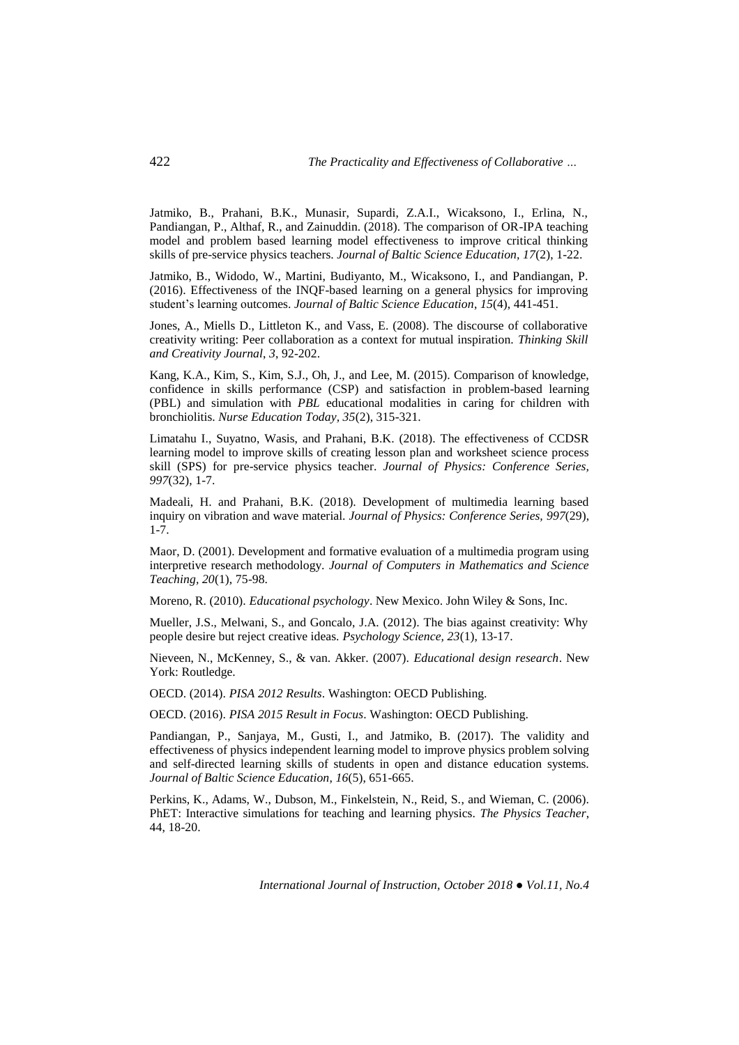Jatmiko, B., Prahani, B.K., Munasir, Supardi, Z.A.I., Wicaksono, I., Erlina, N., Pandiangan, P., Althaf, R., and Zainuddin. (2018). The comparison of OR-IPA teaching model and problem based learning model effectiveness to improve critical thinking skills of pre-service physics teachers. *Journal of Baltic Science Education, 17*(2), 1-22.

Jatmiko, B., Widodo, W., Martini, Budiyanto, M., Wicaksono, I., and Pandiangan, P. (2016). Effectiveness of the INQF-based learning on a general physics for improving student's learning outcomes. *Journal of Baltic Science Education*, *15*(4), 441-451.

Jones, A., Miells D., Littleton K., and Vass, E. (2008). The discourse of collaborative creativity writing: Peer collaboration as a context for mutual inspiration. *Thinking Skill and Creativity Journal*, *3*, 92-202.

Kang, K.A., Kim, S., Kim, S.J., Oh, J., and Lee, M. (2015). Comparison of knowledge, confidence in skills performance (CSP) and satisfaction in problem-based learning (PBL) and simulation with *PBL* educational modalities in caring for children with bronchiolitis. *Nurse Education Today, 35*(2), 315-321.

Limatahu I., Suyatno, Wasis, and Prahani, B.K. (2018). The effectiveness of CCDSR learning model to improve skills of creating lesson plan and worksheet science process skill (SPS) for pre-service physics teacher. *Journal of Physics: Conference Series, 997*(32), 1-7.

Madeali, H. and Prahani, B.K. (2018). Development of multimedia learning based inquiry on vibration and wave material. *Journal of Physics: Conference Series, 997*(29), 1-7.

Maor, D. (2001). Development and formative evaluation of a multimedia program using interpretive research methodology. *Journal of Computers in Mathematics and Science Teaching*, *20*(1), 75-98.

Moreno, R. (2010). *Educational psychology*. New Mexico. John Wiley & Sons, Inc.

Mueller, J.S., Melwani, S., and Goncalo, J.A. (2012). The bias against creativity: Why people desire but reject creative ideas. *Psychology Science, 23*(1), 13-17.

Nieveen, N., McKenney, S., & van. Akker. (2007). *Educational design research*. New York: Routledge.

OECD. (2014). *PISA 2012 Results*. Washington: OECD Publishing.

OECD. (2016). *PISA 2015 Result in Focus*. Washington: OECD Publishing.

Pandiangan, P., Sanjaya, M., Gusti, I., and Jatmiko, B. (2017). The validity and effectiveness of physics independent learning model to improve physics problem solving and self-directed learning skills of students in open and distance education systems. *Journal of Baltic Science Education*, *16*(5), 651-665.

Perkins, K., Adams, W., Dubson, M., Finkelstein, N., Reid, S., and Wieman, C. (2006). PhET: Interactive simulations for teaching and learning physics. *The Physics Teacher*, 44, 18-20.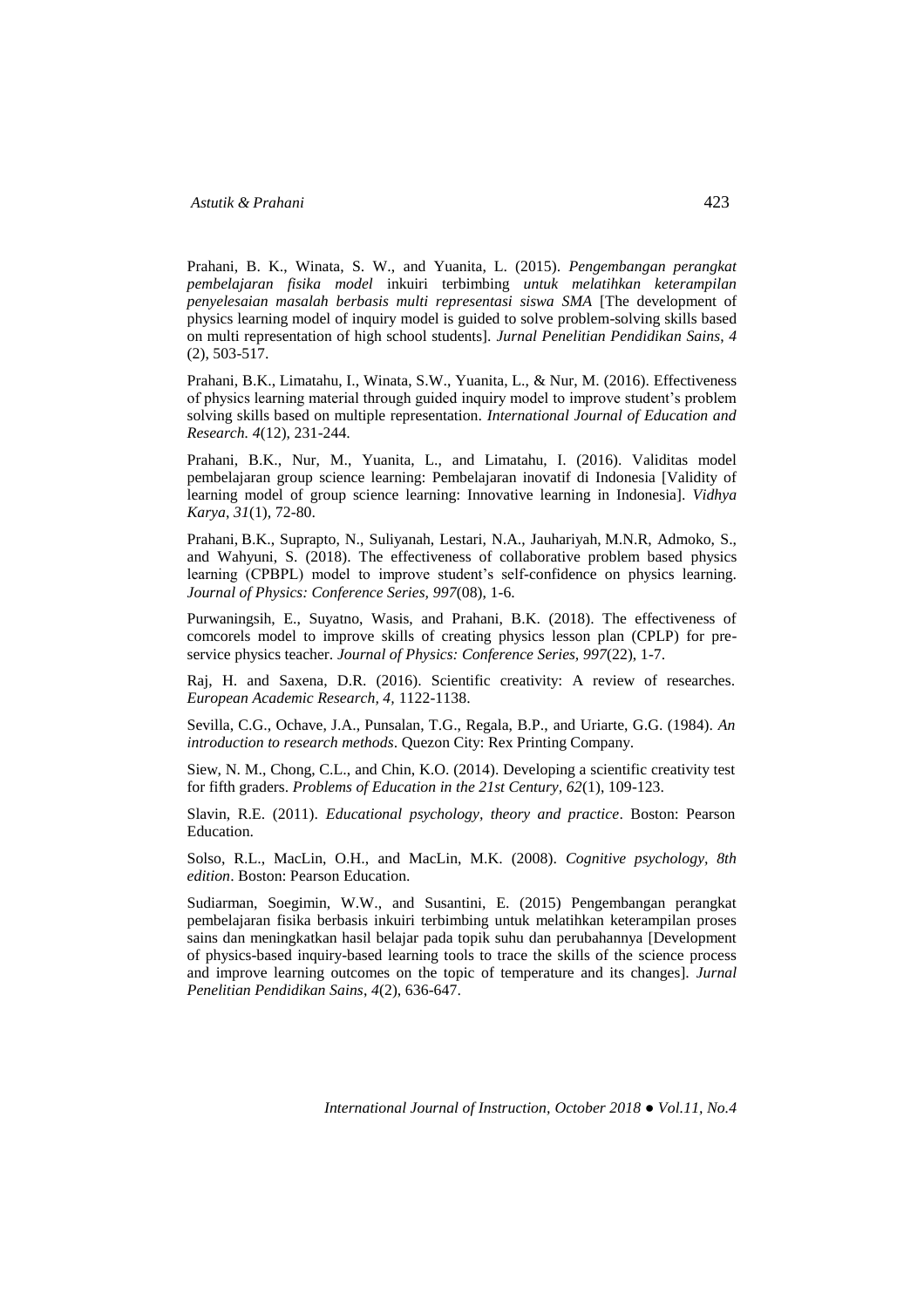Prahani, B. K., Winata, S. W., and Yuanita, L. (2015). *Pengembangan perangkat pembelajaran fisika model* inkuiri terbimbing *untuk melatihkan keterampilan penyelesaian masalah berbasis multi representasi siswa SMA* [The development of physics learning model of inquiry model is guided to solve problem-solving skills based on multi representation of high school students]. *Jurnal Penelitian Pendidikan Sains*, *4* (2), 503-517.

Prahani, B.K., Limatahu, I., Winata, S.W., Yuanita, L., & Nur, M. (2016). Effectiveness of physics learning material through guided inquiry model to improve student's problem solving skills based on multiple representation. *International Journal of Education and Research. 4*(12), 231-244.

Prahani, B.K., Nur, M., Yuanita, L., and Limatahu, I. (2016). Validitas model pembelajaran group science learning: Pembelajaran inovatif di Indonesia [Validity of learning model of group science learning: Innovative learning in Indonesia]. *Vidhya Karya*, *31*(1), 72-80.

Prahani, B.K., Suprapto, N., Suliyanah, Lestari, N.A., Jauhariyah, M.N.R, Admoko, S., and Wahyuni, S. (2018). The effectiveness of collaborative problem based physics learning (CPBPL) model to improve student's self-confidence on physics learning. *Journal of Physics: Conference Series*, *997*(08), 1-6.

Purwaningsih, E., Suyatno, Wasis, and Prahani, B.K. (2018). The effectiveness of comcorels model to improve skills of creating physics lesson plan (CPLP) for pre-service physics teacher. *Journal of Physics: Conference Series*, *997*(22), 1-7.

Raj, H. and Saxena, D.R. (2016). Scientific creativity: A review of researches. *European Academic Research*, *4*, 1122-1138.

Sevilla, C.G., Ochave, J.A., Punsalan, T.G., Regala, B.P., and Uriarte, G.G. (1984). *An introduction to research methods*. Quezon City: Rex Printing Company.

Siew, N. M., Chong, C.L., and Chin, K.O. (2014). Developing a scientific creativity test for fifth graders. *Problems of Education in the 21st Century*, *62*(1), 109-123.

Slavin, R.E. (2011). *Educational psychology, theory and practice*. Boston: Pearson Education.

Solso, R.L., MacLin, O.H., and MacLin, M.K. (2008). *Cognitive psychology, 8th edition*. Boston: Pearson Education.

Sudiarman, Soegimin, W.W., and Susantini, E. (2015) Pengembangan perangkat pembelajaran fisika berbasis inkuiri terbimbing untuk melatihkan keterampilan proses sains dan meningkatkan hasil belajar pada topik suhu dan perubahannya [Development of physics-based inquiry-based learning tools to trace the skills of the science process and improve learning outcomes on the topic of temperature and its changes]. *Jurnal Penelitian Pendidikan Sains*, *4*(2), 636-647.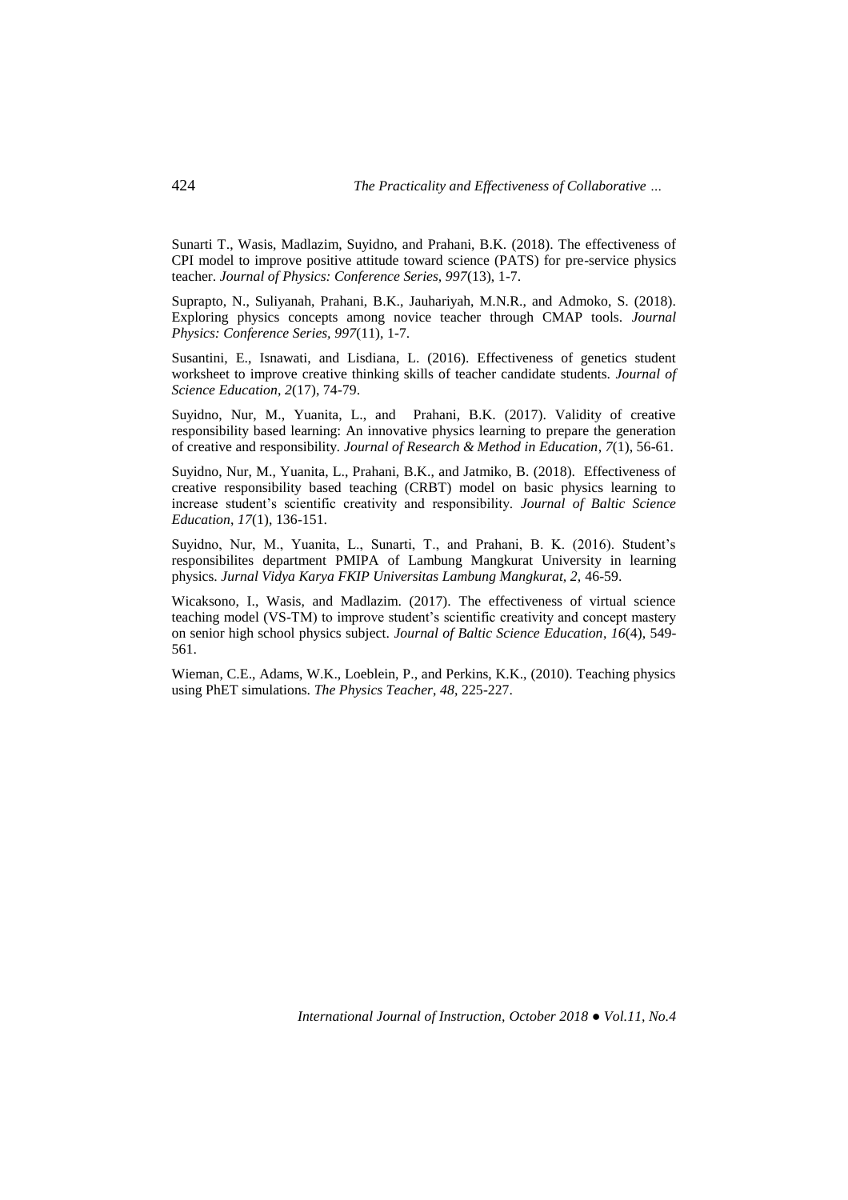Sunarti T., Wasis, Madlazim, Suyidno, and Prahani, B.K. (2018). The effectiveness of CPI model to improve positive attitude toward science (PATS) for pre-service physics teacher. *Journal of Physics: Conference Series, 997*(13), 1-7.

Suprapto, N., Suliyanah, Prahani, B.K., Jauhariyah, M.N.R., and Admoko, S. (2018). Exploring physics concepts among novice teacher through CMAP tools. *Journal Physics: Conference Series, 997*(11), 1-7.

Susantini, E., Isnawati, and Lisdiana, L. (2016). Effectiveness of genetics student worksheet to improve creative thinking skills of teacher candidate students. *Journal of Science Education, 2*(17), 74-79.

Suyidno, Nur, M., Yuanita, L., and Prahani, B.K. (2017). Validity of creative responsibility based learning: An innovative physics learning to prepare the generation of creative and responsibility. *Journal of Research & Method in Education, 7*(1), 56-61.

Suyidno, Nur, M., Yuanita, L., Prahani, B.K., and Jatmiko, B. (2018). Effectiveness of creative responsibility based teaching (CRBT) model on basic physics learning to increase student's scientific creativity and responsibility. *Journal of Baltic Science Education, 17*(1), 136-151.

Suyidno, Nur, M., Yuanita, L., Sunarti, T., and Prahani, B. K. (2016). Student's responsibilites department PMIPA of Lambung Mangkurat University in learning physics. *Jurnal Vidya Karya FKIP Universitas Lambung Mangkurat, 2*, 46-59.

Wicaksono, I., Wasis, and Madlazim. (2017). The effectiveness of virtual science teaching model (VS-TM) to improve student's scientific creativity and concept mastery on senior high school physics subject. *Journal of Baltic Science Education, 16*(4), 549-561.

Wieman, C.E., Adams, W.K., Loeblein, P., and Perkins, K.K., (2010). Teaching physics using PhET simulations. *The Physics Teacher, 48*, 225-227.